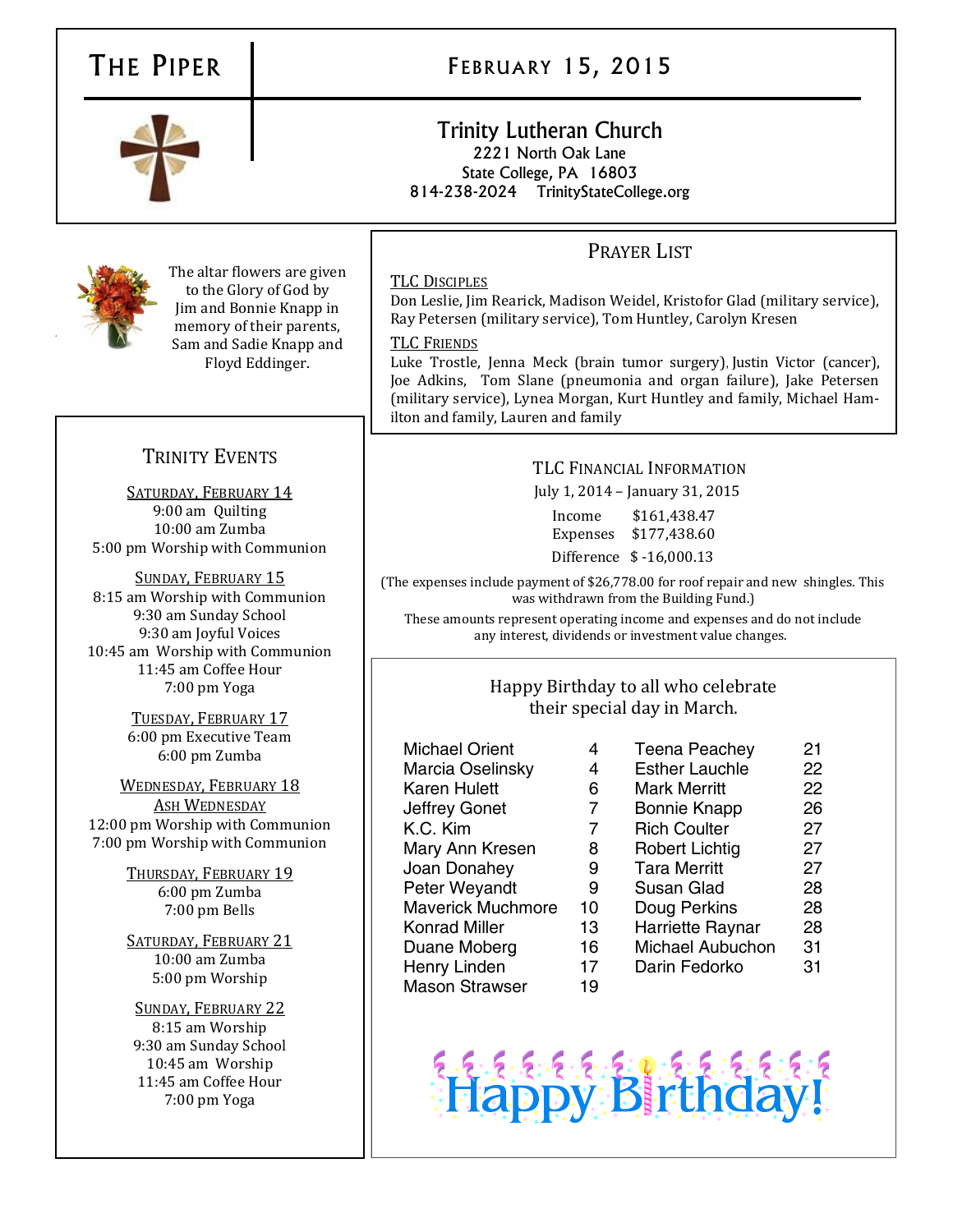# The Piper

## February 15, 2015

**Trinity Lutheran Church**
2221 North Oak Lane
State College, PA 16803
814-238-2024 TrinityStateCollege.org

The altar flowers are given to the Glory of God by Jim and Bonnie Knapp in memory of their parents, Sam and Sadie Knapp and Floyd Eddinger.

## Prayer List

**TLC Disciples**
Don Leslie, Jim Rearick, Madison Weidel, Kristofor Glad (military service), Ray Petersen (military service), Tom Huntley, Carolyn Kresen

**TLC Friends**
Luke Trostle, Jenna Meck (brain tumor surgery), Justin Victor (cancer), Joe Adkins, Tom Slane (pneumonia and organ failure), Jake Petersen (military service), Lynea Morgan, Kurt Huntley and family, Michael Hamilton and family, Lauren and family

## Trinity Events

**Saturday, February 14**
9:00 am Quilting
10:00 am Zumba
5:00 pm Worship with Communion

**Sunday, February 15**
8:15 am Worship with Communion
9:30 am Sunday School
9:30 am Joyful Voices
10:45 am Worship with Communion
11:45 am Coffee Hour
7:00 pm Yoga

**Tuesday, February 17**
6:00 pm Executive Team
6:00 pm Zumba

**Wednesday, February 18**
**Ash Wednesday**
12:00 pm Worship with Communion
7:00 pm Worship with Communion

**Thursday, February 19**
6:00 pm Zumba
7:00 pm Bells

**Saturday, February 21**
10:00 am Zumba
5:00 pm Worship

**Sunday, February 22**
8:15 am Worship
9:30 am Sunday School
10:45 am Worship
11:45 am Coffee Hour
7:00 pm Yoga

## TLC Financial Information

July 1, 2014 – January 31, 2015

| | |
|---|---|
| Income | $161,438.47 |
| Expenses | $177,438.60 |
| Difference | $ -16,000.13 |

(The expenses include payment of $26,778.00 for roof repair and new shingles. This was withdrawn from the Building Fund.)

These amounts represent operating income and expenses and do not include any interest, dividends or investment value changes.

## Happy Birthday to all who celebrate their special day in March.

| Name | Day | Name | Day |
|---|---|---|---|
| Michael Orient | 4 | Teena Peachey | 21 |
| Marcia Oselinsky | 4 | Esther Lauchle | 22 |
| Karen Hulett | 6 | Mark Merritt | 22 |
| Jeffrey Gonet | 7 | Bonnie Knapp | 26 |
| K.C. Kim | 7 | Rich Coulter | 27 |
| Mary Ann Kresen | 8 | Robert Lichtig | 27 |
| Joan Donahey | 9 | Tara Merritt | 27 |
| Peter Weyandt | 9 | Susan Glad | 28 |
| Maverick Muchmore | 10 | Doug Perkins | 28 |
| Konrad Miller | 13 | Harriette Raynar | 28 |
| Duane Moberg | 16 | Michael Aubuchon | 31 |
| Henry Linden | 17 | Darin Fedorko | 31 |
| Mason Strawser | 19 | | |

Happy Birthday!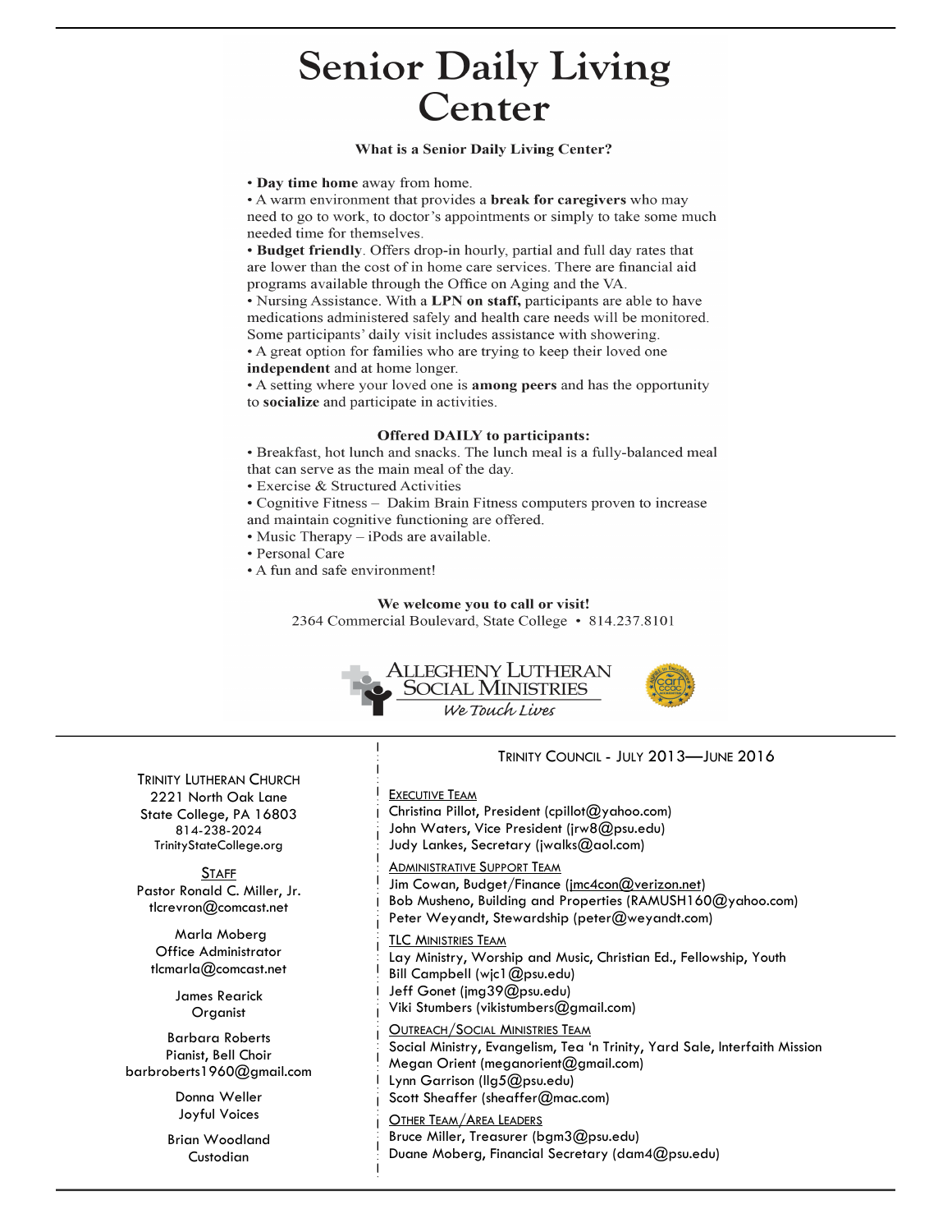# Senior Daily Living Center

**What is a Senior Daily Living Center?**

- **Day time home** away from home.
- A warm environment that provides a **break for caregivers** who may need to go to work, to doctor's appointments or simply to take some much needed time for themselves.
- **Budget friendly**. Offers drop-in hourly, partial and full day rates that are lower than the cost of in home care services. There are financial aid programs available through the Office on Aging and the VA.
- Nursing Assistance. With a **LPN on staff,** participants are able to have medications administered safely and health care needs will be monitored. Some participants' daily visit includes assistance with showering.
- A great option for families who are trying to keep their loved one **independent** and at home longer.
- A setting where your loved one is **among peers** and has the opportunity to **socialize** and participate in activities.

**Offered DAILY to participants:**

- Breakfast, hot lunch and snacks. The lunch meal is a fully-balanced meal that can serve as the main meal of the day.
- Exercise & Structured Activities
- Cognitive Fitness – Dakim Brain Fitness computers proven to increase and maintain cognitive functioning are offered.
- Music Therapy – iPods are available.
- Personal Care
- A fun and safe environment!

**We welcome you to call or visit!**

2364 Commercial Boulevard, State College • 814.237.8101

Allegheny Lutheran Social Ministries

*We Touch Lives*

---

Trinity Lutheran Church
2221 North Oak Lane
State College, PA 16803
814-238-2024
TrinityStateCollege.org

Staff

Pastor Ronald C. Miller, Jr.
tlcrevron@comcast.net

Marla Moberg
Office Administrator
tlcmarla@comcast.net

James Rearick
Organist

Barbara Roberts
Pianist, Bell Choir
barbroberts1960@gmail.com

Donna Weller
Joyful Voices

Brian Woodland
Custodian

## Trinity Council - July 2013—June 2016

Executive Team
Christina Pillot, President (cpillot@yahoo.com)
John Waters, Vice President (jrw8@psu.edu)
Judy Lankes, Secretary (jwalks@aol.com)

Administrative Support Team
Jim Cowan, Budget/Finance (jmc4con@verizon.net)
Bob Musheno, Building and Properties (RAMUSH160@yahoo.com)
Peter Weyandt, Stewardship (peter@weyandt.com)

TLC Ministries Team
Lay Ministry, Worship and Music, Christian Ed., Fellowship, Youth
Bill Campbell (wjc1@psu.edu)
Jeff Gonet (jmg39@psu.edu)
Viki Stumbers (vikistumbers@gmail.com)

Outreach/Social Ministries Team
Social Ministry, Evangelism, Tea 'n Trinity, Yard Sale, Interfaith Mission
Megan Orient (meganorient@gmail.com)
Lynn Garrison (llg5@psu.edu)
Scott Sheaffer (sheaffer@mac.com)

Other Team/Area Leaders
Bruce Miller, Treasurer (bgm3@psu.edu)
Duane Moberg, Financial Secretary (dam4@psu.edu)